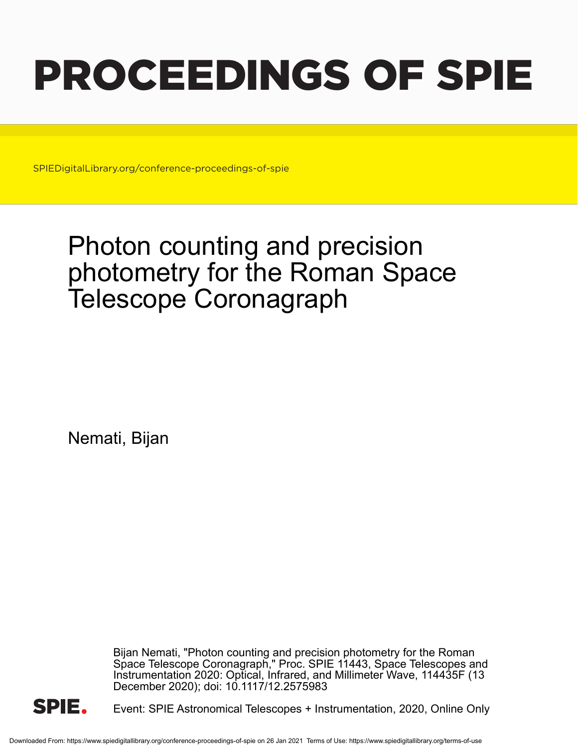# PROCEEDINGS OF SPIE

SPIEDigitalLibrary.org/conference-proceedings-of-spie

# Photon counting and precision photometry for the Roman Space Telescope Coronagraph

Nemati, Bijan

Bijan Nemati, "Photon counting and precision photometry for the Roman Space Telescope Coronagraph," Proc. SPIE 11443, Space Telescopes and Instrumentation 2020: Optical, Infrared, and Millimeter Wave, 114435F (13 December 2020); doi: 10.1117/12.2575983

Event: SPIE Astronomical Telescopes + Instrumentation, 2020, Online Only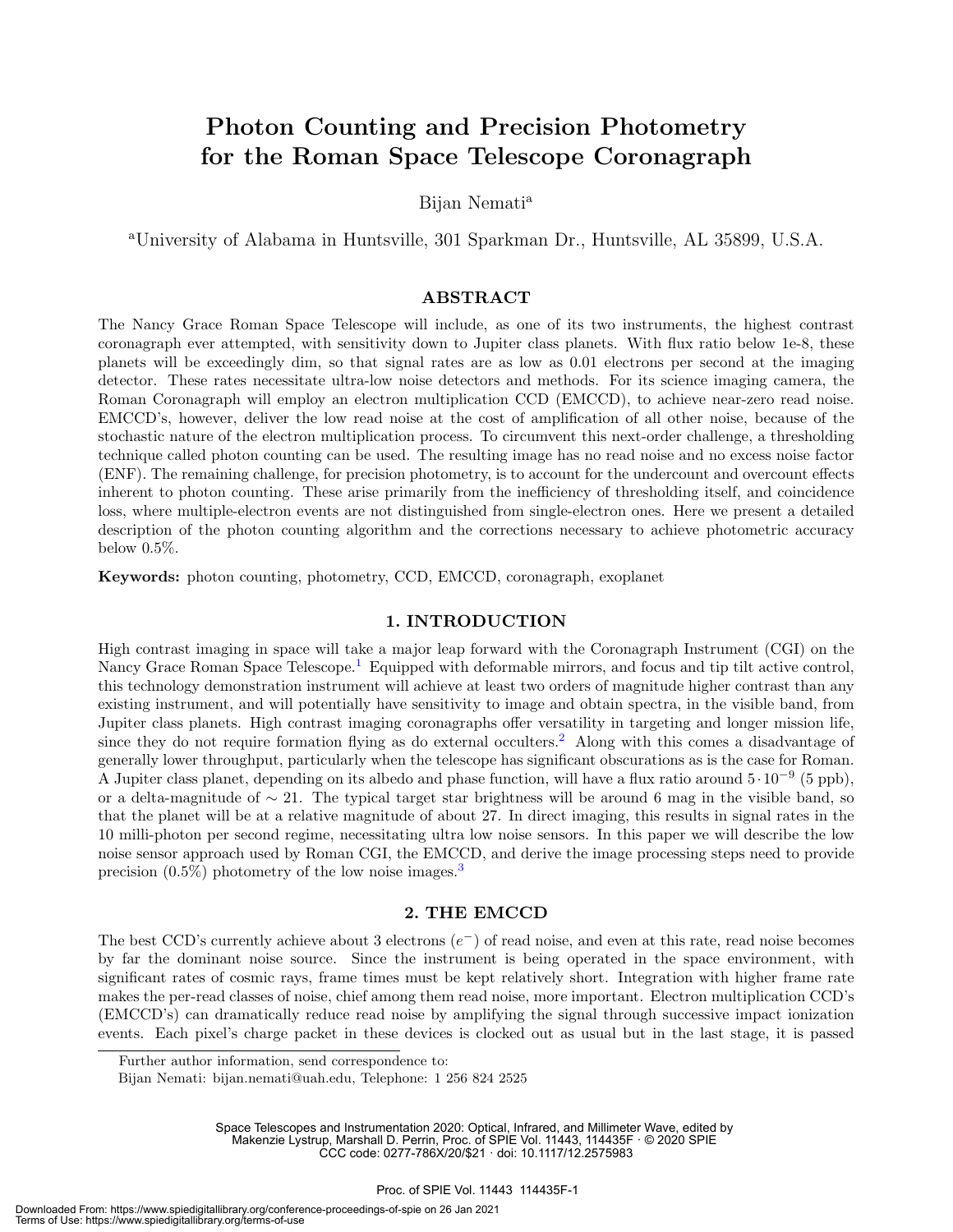# Photon Counting and Precision Photometry for the Roman Space Telescope Coronagraph

Bijan Nemati[a]

[a]University of Alabama in Huntsville, 301 Sparkman Dr., Huntsville, AL 35899, U.S.A.

## ABSTRACT

The Nancy Grace Roman Space Telescope will include, as one of its two instruments, the highest contrast coronagraph ever attempted, with sensitivity down to Jupiter class planets. With flux ratio below 1e-8, these planets will be exceedingly dim, so that signal rates are as low as 0.01 electrons per second at the imaging detector. These rates necessitate ultra-low noise detectors and methods. For its science imaging camera, the Roman Coronagraph will employ an electron multiplication CCD (EMCCD), to achieve near-zero read noise. EMCCD's, however, deliver the low read noise at the cost of amplification of all other noise, because of the stochastic nature of the electron multiplication process. To circumvent this next-order challenge, a thresholding technique called photon counting can be used. The resulting image has no read noise and no excess noise factor (ENF). The remaining challenge, for precision photometry, is to account for the undercount and overcount effects inherent to photon counting. These arise primarily from the inefficiency of thresholding itself, and coincidence loss, where multiple-electron events are not distinguished from single-electron ones. Here we present a detailed description of the photon counting algorithm and the corrections necessary to achieve photometric accuracy below 0.5%.

**Keywords:** photon counting, photometry, CCD, EMCCD, coronagraph, exoplanet

## 1. INTRODUCTION

High contrast imaging in space will take a major leap forward with the Coronagraph Instrument (CGI) on the Nancy Grace Roman Space Telescope.[1] Equipped with deformable mirrors, and focus and tip tilt active control, this technology demonstration instrument will achieve at least two orders of magnitude higher contrast than any existing instrument, and will potentially have sensitivity to image and obtain spectra, in the visible band, from Jupiter class planets. High contrast imaging coronagraphs offer versatility in targeting and longer mission life, since they do not require formation flying as do external occulters.[2] Along with this comes a disadvantage of generally lower throughput, particularly when the telescope has significant obscurations as is the case for Roman. A Jupiter class planet, depending on its albedo and phase function, will have a flux ratio around $5 \cdot 10^{-9}$ (5 ppb), or a delta-magnitude of $\sim 21$. The typical target star brightness will be around 6 mag in the visible band, so that the planet will be at a relative magnitude of about 27. In direct imaging, this results in signal rates in the 10 milli-photon per second regime, necessitating ultra low noise sensors. In this paper we will describe the low noise sensor approach used by Roman CGI, the EMCCD, and derive the image processing steps need to provide precision (0.5%) photometry of the low noise images.[3]

## 2. THE EMCCD

The best CCD's currently achieve about 3 electrons ($e^-$) of read noise, and even at this rate, read noise becomes by far the dominant noise source. Since the instrument is being operated in the space environment, with significant rates of cosmic rays, frame times must be kept relatively short. Integration with higher frame rate makes the per-read classes of noise, chief among them read noise, more important. Electron multiplication CCD's (EMCCD's) can dramatically reduce read noise by amplifying the signal through successive impact ionization events. Each pixel's charge packet in these devices is clocked out as usual but in the last stage, it is passed

Further author information, send correspondence to:
Bijan Nemati: bijan.nemati@uah.edu, Telephone: 1 256 824 2525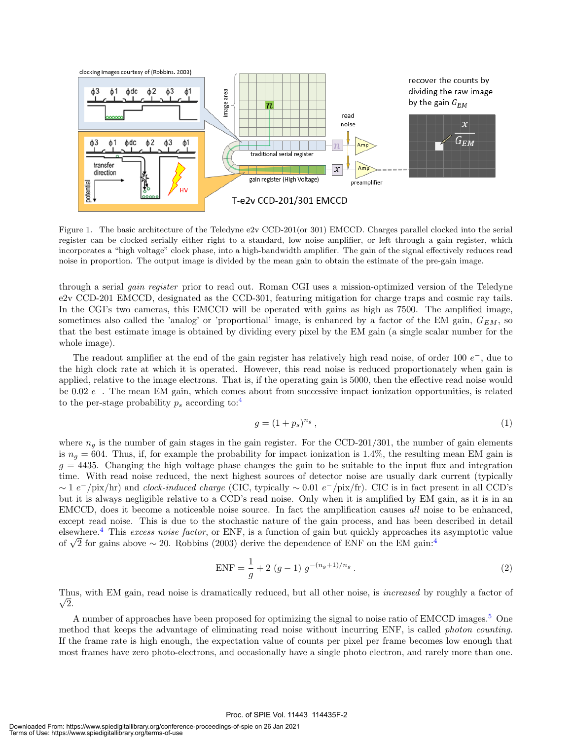Figure 1. The basic architecture of the Teledyne e2v CCD-201(or 301) EMCCD. Charges parallel clocked into the serial register can be clocked serially either right to a standard, low noise amplifier, or left through a gain register, which incorporates a "high voltage" clock phase, into a high-bandwidth amplifier. The gain of the signal effectively reduces read noise in proportion. The output image is divided by the mean gain to obtain the estimate of the pre-gain image.

through a serial *gain register* prior to read out. Roman CGI uses a mission-optimized version of the Teledyne e2v CCD-201 EMCCD, designated as the CCD-301, featuring mitigation for charge traps and cosmic ray tails. In the CGI's two cameras, this EMCCD will be operated with gains as high as 7500. The amplified image, sometimes also called the 'analog' or 'proportional' image, is enhanced by a factor of the EM gain, $G_{EM}$, so that the best estimate image is obtained by dividing every pixel by the EM gain (a single scalar number for the whole image).

The readout amplifier at the end of the gain register has relatively high read noise, of order 100 $e^-$, due to the high clock rate at which it is operated. However, this read noise is reduced proportionately when gain is applied, relative to the image electrons. That is, if the operating gain is 5000, then the effective read noise would be 0.02 $e^-$. The mean EM gain, which comes about from successive impact ionization opportunities, is related to the per-stage probability $p_s$ according to:[4]

$$g = (1 + p_s)^{n_g}\,, \tag{1}$$

where $n_g$ is the number of gain stages in the gain register. For the CCD-201/301, the number of gain elements is $n_g = 604$. Thus, if, for example the probability for impact ionization is 1.4%, the resulting mean EM gain is $g = 4435$. Changing the high voltage phase changes the gain to be suitable to the input flux and integration time. With read noise reduced, the next highest sources of detector noise are usually dark current (typically $\sim 1\ e^-$/pix/hr) and *clock-induced charge* (CIC, typically $\sim 0.01\ e^-$/pix/fr). CIC is in fact present in all CCD's but it is always negligible relative to a CCD's read noise. Only when it is amplified by EM gain, as it is in an EMCCD, does it become a noticeable noise source. In fact the amplification causes *all* noise to be enhanced, except read noise. This is due to the stochastic nature of the gain process, and has been described in detail elsewhere.[4] This *excess noise factor*, or ENF, is a function of gain but quickly approaches its asymptotic value of $\sqrt{2}$ for gains above $\sim 20$. Robbins (2003) derive the dependence of ENF on the EM gain:[4]

$$\text{ENF} = \frac{1}{g} + 2\ (g-1)\ g^{-(n_g+1)/n_g}\,. \tag{2}$$

Thus, with EM gain, read noise is dramatically reduced, but all other noise, is *increased* by roughly a factor of $\sqrt{2}$.

A number of approaches have been proposed for optimizing the signal to noise ratio of EMCCD images.[5] One method that keeps the advantage of eliminating read noise without incurring ENF, is called *photon counting*. If the frame rate is high enough, the expectation value of counts per pixel per frame becomes low enough that most frames have zero photo-electrons, and occasionally have a single photo electron, and rarely more than one.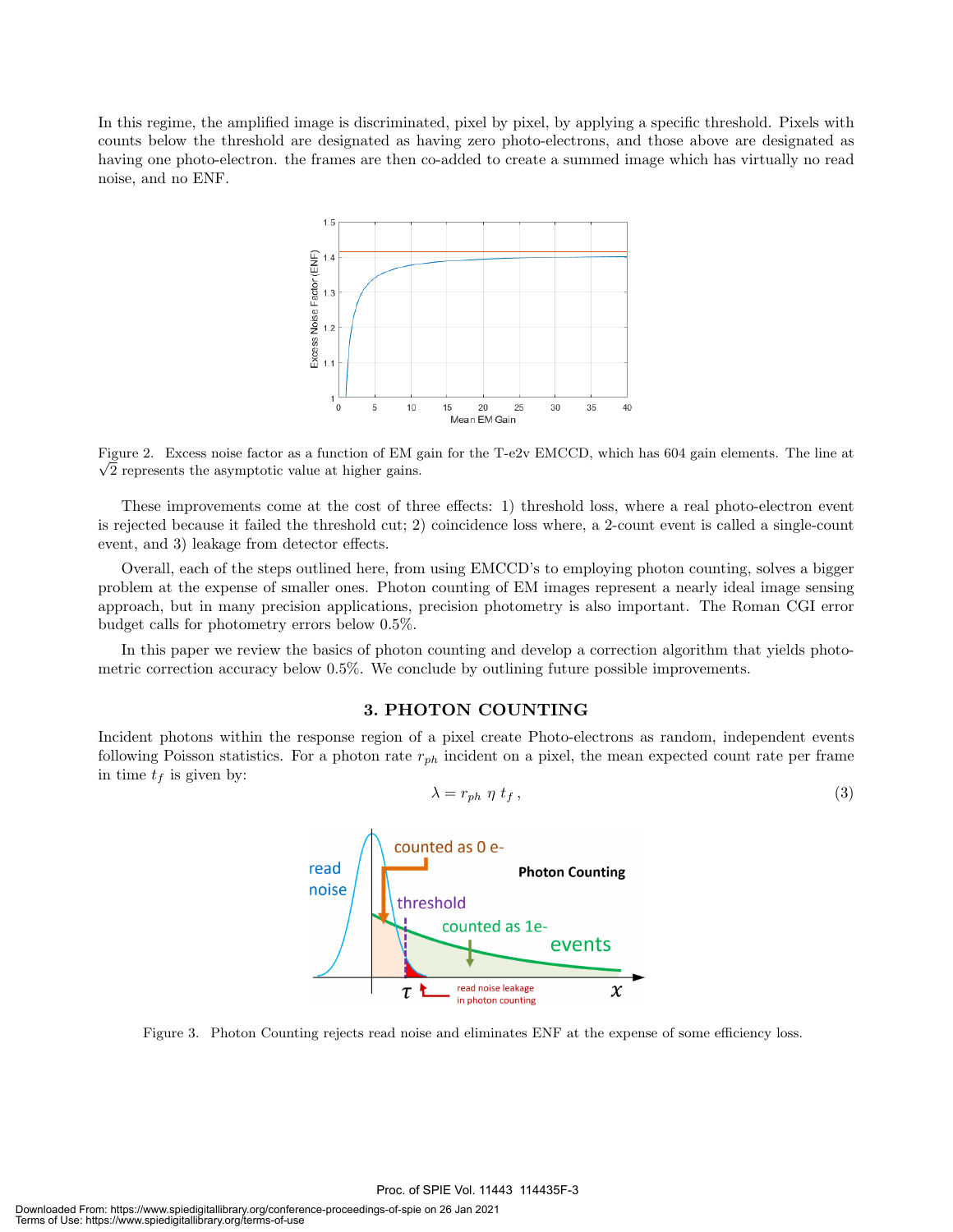In this regime, the amplified image is discriminated, pixel by pixel, by applying a specific threshold. Pixels with counts below the threshold are designated as having zero photo-electrons, and those above are designated as having one photo-electron. the frames are then co-added to create a summed image which has virtually no read noise, and no ENF.

Figure 2. Excess noise factor as a function of EM gain for the T-e2v EMCCD, which has 604 gain elements. The line at $\sqrt{2}$ represents the asymptotic value at higher gains.

These improvements come at the cost of three effects: 1) threshold loss, where a real photo-electron event is rejected because it failed the threshold cut; 2) coincidence loss where, a 2-count event is called a single-count event, and 3) leakage from detector effects.

Overall, each of the steps outlined here, from using EMCCD's to employing photon counting, solves a bigger problem at the expense of smaller ones. Photon counting of EM images represent a nearly ideal image sensing approach, but in many precision applications, precision photometry is also important. The Roman CGI error budget calls for photometry errors below 0.5%.

In this paper we review the basics of photon counting and develop a correction algorithm that yields photometric correction accuracy below 0.5%. We conclude by outlining future possible improvements.

## 3. PHOTON COUNTING

Incident photons within the response region of a pixel create Photo-electrons as random, independent events following Poisson statistics. For a photon rate $r_{ph}$ incident on a pixel, the mean expected count rate per frame in time $t_f$ is given by:

$$\lambda = r_{ph} \; \eta \; t_f \,, \tag{3}$$

Figure 3. Photon Counting rejects read noise and eliminates ENF at the expense of some efficiency loss.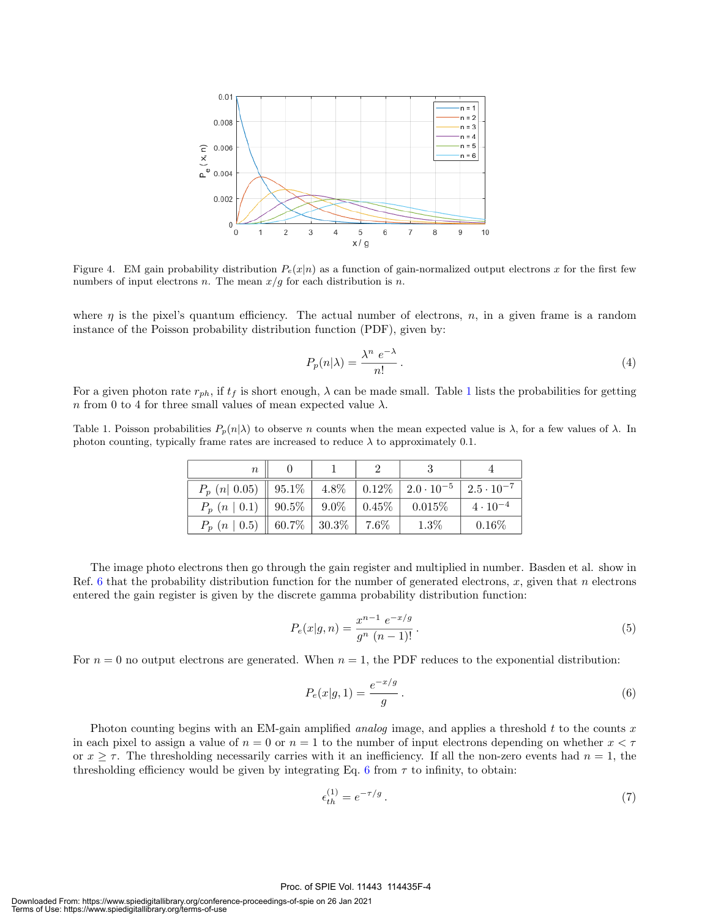Figure 4. EM gain probability distribution $P_e(x|n)$ as a function of gain-normalized output electrons $x$ for the first few numbers of input electrons $n$. The mean $x/g$ for each distribution is $n$.

where $\eta$ is the pixel's quantum efficiency. The actual number of electrons, $n$, in a given frame is a random instance of the Poisson probability distribution function (PDF), given by:

$$P_p(n|\lambda) = \frac{\lambda^n \, e^{-\lambda}}{n!} \,. \tag{4}$$

For a given photon rate $r_{ph}$, if $t_f$ is short enough, $\lambda$ can be made small. Table 1 lists the probabilities for getting $n$ from 0 to 4 for three small values of mean expected value $\lambda$.

Table 1. Poisson probabilities $P_p(n|\lambda)$ to observe $n$ counts when the mean expected value is $\lambda$, for a few values of $\lambda$. In photon counting, typically frame rates are increased to reduce $\lambda$ to approximately 0.1.

| $n$ | 0 | 1 | 2 | 3 | 4 |
|---|---|---|---|---|---|
| $P_p\ (n\vert\ 0.05)$ | 95.1% | 4.8% | 0.12% | $2.0 \cdot 10^{-5}$ | $2.5 \cdot 10^{-7}$ |
| $P_p\ (n\ \vert\ 0.1)$ | 90.5% | 9.0% | 0.45% | 0.015% | $4 \cdot 10^{-4}$ |
| $P_p\ (n\ \vert\ 0.5)$ | 60.7% | 30.3% | 7.6% | 1.3% | 0.16% |

The image photo electrons then go through the gain register and multiplied in number. Basden et al. show in Ref. 6 that the probability distribution function for the number of generated electrons, $x$, given that $n$ electrons entered the gain register is given by the discrete gamma probability distribution function:

$$P_e(x|g, n) = \frac{x^{n-1} \, e^{-x/g}}{g^n \, (n-1)!} \,. \tag{5}$$

For $n = 0$ no output electrons are generated. When $n = 1$, the PDF reduces to the exponential distribution:

$$P_e(x|g, 1) = \frac{e^{-x/g}}{g} \,. \tag{6}$$

Photon counting begins with an EM-gain amplified *analog* image, and applies a threshold $t$ to the counts $x$ in each pixel to assign a value of $n = 0$ or $n = 1$ to the number of input electrons depending on whether $x < \tau$ or $x \geq \tau$. The thresholding necessarily carries with it an inefficiency. If all the non-zero events had $n = 1$, the thresholding efficiency would be given by integrating Eq. 6 from $\tau$ to infinity, to obtain:

$$\epsilon_{th}^{(1)} = e^{-\tau/g} \,. \tag{7}$$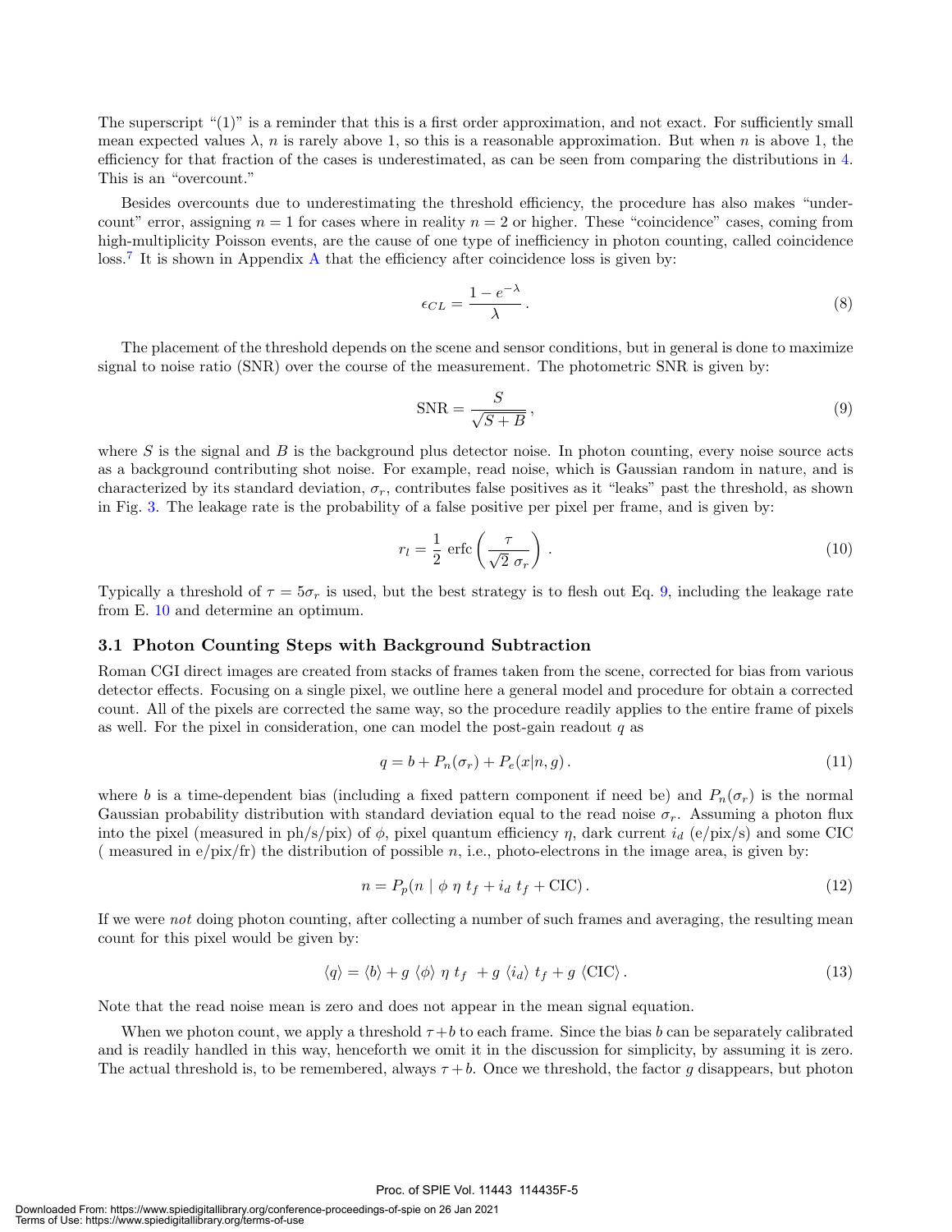The superscript "(1)" is a reminder that this is a first order approximation, and not exact. For sufficiently small mean expected values $\lambda$, $n$ is rarely above 1, so this is a reasonable approximation. But when $n$ is above 1, the efficiency for that fraction of the cases is underestimated, as can be seen from comparing the distributions in 4. This is an "overcount."

Besides overcounts due to underestimating the threshold efficiency, the procedure has also makes "undercount" error, assigning $n = 1$ for cases where in reality $n = 2$ or higher. These "coincidence" cases, coming from high-multiplicity Poisson events, are the cause of one type of inefficiency in photon counting, called coincidence loss.[7] It is shown in Appendix A that the efficiency after coincidence loss is given by:

$$\epsilon_{CL} = \frac{1 - e^{-\lambda}}{\lambda}\,. \tag{8}$$

The placement of the threshold depends on the scene and sensor conditions, but in general is done to maximize signal to noise ratio (SNR) over the course of the measurement. The photometric SNR is given by:

$$\text{SNR} = \frac{S}{\sqrt{S + B}}\,, \tag{9}$$

where $S$ is the signal and $B$ is the background plus detector noise. In photon counting, every noise source acts as a background contributing shot noise. For example, read noise, which is Gaussian random in nature, and is characterized by its standard deviation, $\sigma_r$, contributes false positives as it "leaks" past the threshold, as shown in Fig. 3. The leakage rate is the probability of a false positive per pixel per frame, and is given by:

$$r_l = \frac{1}{2}\,\text{erfc}\left(\frac{\tau}{\sqrt{2}\,\sigma_r}\right)\,. \tag{10}$$

Typically a threshold of $\tau = 5\sigma_r$ is used, but the best strategy is to flesh out Eq. 9, including the leakage rate from E. 10 and determine an optimum.

### 3.1 Photon Counting Steps with Background Subtraction

Roman CGI direct images are created from stacks of frames taken from the scene, corrected for bias from various detector effects. Focusing on a single pixel, we outline here a general model and procedure for obtain a corrected count. All of the pixels are corrected the same way, so the procedure readily applies to the entire frame of pixels as well. For the pixel in consideration, one can model the post-gain readout $q$ as

$$q = b + P_n(\sigma_r) + P_e(x|n, g)\,. \tag{11}$$

where $b$ is a time-dependent bias (including a fixed pattern component if need be) and $P_n(\sigma_r)$ is the normal Gaussian probability distribution with standard deviation equal to the read noise $\sigma_r$. Assuming a photon flux into the pixel (measured in ph/s/pix) of $\phi$, pixel quantum efficiency $\eta$, dark current $i_d$ (e/pix/s) and some CIC ( measured in e/pix/fr) the distribution of possible $n$, i.e., photo-electrons in the image area, is given by:

$$n = P_p(n \mid \phi\;\eta\;t_f + i_d\;t_f + \text{CIC})\,. \tag{12}$$

If we were *not* doing photon counting, after collecting a number of such frames and averaging, the resulting mean count for this pixel would be given by:

$$\langle q \rangle = \langle b \rangle + g\;\langle \phi \rangle\;\eta\;t_f\;\;+ g\;\langle i_d \rangle\;t_f + g\;\langle \text{CIC} \rangle\,. \tag{13}$$

Note that the read noise mean is zero and does not appear in the mean signal equation.

When we photon count, we apply a threshold $\tau + b$ to each frame. Since the bias $b$ can be separately calibrated and is readily handled in this way, henceforth we omit it in the discussion for simplicity, by assuming it is zero. The actual threshold is, to be remembered, always $\tau + b$. Once we threshold, the factor $g$ disappears, but photon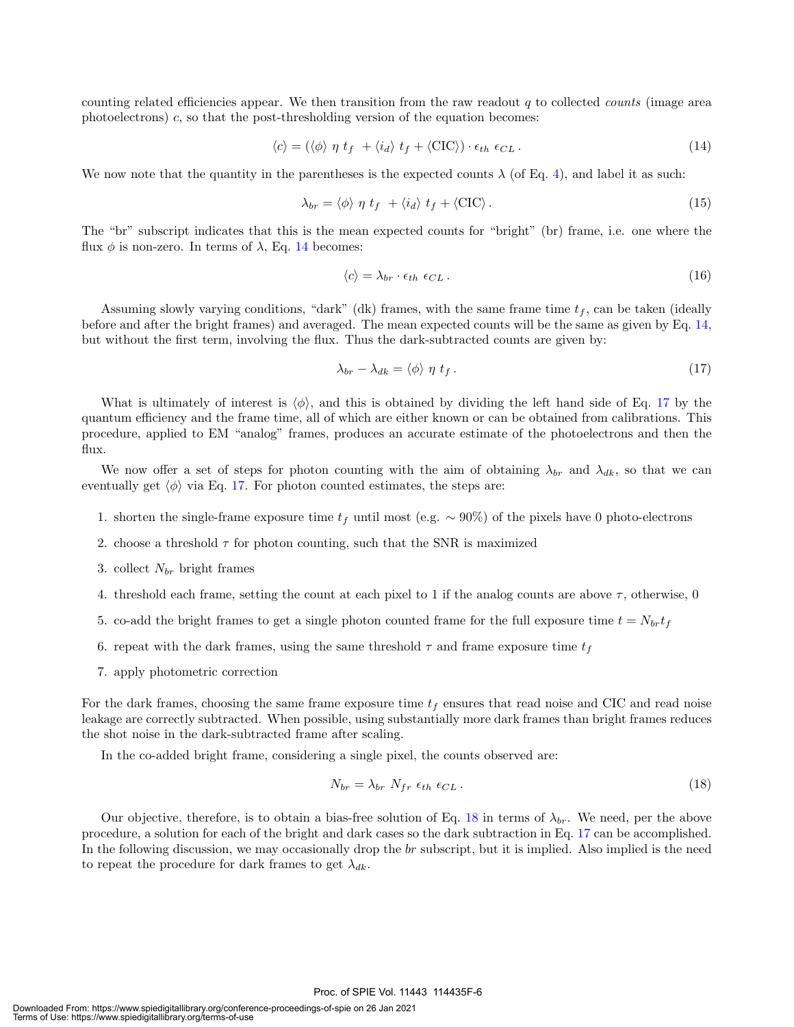counting related efficiencies appear. We then transition from the raw readout $q$ to collected *counts* (image area photoelectrons) $c$, so that the post-thresholding version of the equation becomes:

$$\langle c \rangle = (\langle \phi \rangle \ \eta \ t_f \ + \langle i_d \rangle \ t_f + \langle \mathrm{CIC} \rangle) \cdot \epsilon_{th} \ \epsilon_{CL} \,. \tag{14}$$

We now note that the quantity in the parentheses is the expected counts $\lambda$ (of Eq. 4), and label it as such:

$$\lambda_{br} = \langle \phi \rangle \ \eta \ t_f \ + \langle i_d \rangle \ t_f + \langle \mathrm{CIC} \rangle \,. \tag{15}$$

The "br" subscript indicates that this is the mean expected counts for "bright" (br) frame, i.e. one where the flux $\phi$ is non-zero. In terms of $\lambda$, Eq. 14 becomes:

$$\langle c \rangle = \lambda_{br} \cdot \epsilon_{th} \ \epsilon_{CL} \,. \tag{16}$$

Assuming slowly varying conditions, "dark" (dk) frames, with the same frame time $t_f$, can be taken (ideally before and after the bright frames) and averaged. The mean expected counts will be the same as given by Eq. 14, but without the first term, involving the flux. Thus the dark-subtracted counts are given by:

$$\lambda_{br} - \lambda_{dk} = \langle \phi \rangle \ \eta \ t_f \,. \tag{17}$$

What is ultimately of interest is $\langle \phi \rangle$, and this is obtained by dividing the left hand side of Eq. 17 by the quantum efficiency and the frame time, all of which are either known or can be obtained from calibrations. This procedure, applied to EM "analog" frames, produces an accurate estimate of the photoelectrons and then the flux.

We now offer a set of steps for photon counting with the aim of obtaining $\lambda_{br}$ and $\lambda_{dk}$, so that we can eventually get $\langle \phi \rangle$ via Eq. 17. For photon counted estimates, the steps are:

1. shorten the single-frame exposure time $t_f$ until most (e.g. $\sim 90\%$) of the pixels have 0 photo-electrons
2. choose a threshold $\tau$ for photon counting, such that the SNR is maximized
3. collect $N_{br}$ bright frames
4. threshold each frame, setting the count at each pixel to 1 if the analog counts are above $\tau$, otherwise, 0
5. co-add the bright frames to get a single photon counted frame for the full exposure time $t = N_{br} t_f$
6. repeat with the dark frames, using the same threshold $\tau$ and frame exposure time $t_f$
7. apply photometric correction

For the dark frames, choosing the same frame exposure time $t_f$ ensures that read noise and CIC and read noise leakage are correctly subtracted. When possible, using substantially more dark frames than bright frames reduces the shot noise in the dark-subtracted frame after scaling.

In the co-added bright frame, considering a single pixel, the counts observed are:

$$N_{br} = \lambda_{br} \ N_{fr} \ \epsilon_{th} \ \epsilon_{CL} \,. \tag{18}$$

Our objective, therefore, is to obtain a bias-free solution of Eq. 18 in terms of $\lambda_{br}$. We need, per the above procedure, a solution for each of the bright and dark cases so the dark subtraction in Eq. 17 can be accomplished. In the following discussion, we may occasionally drop the *br* subscript, but it is implied. Also implied is the need to repeat the procedure for dark frames to get $\lambda_{dk}$.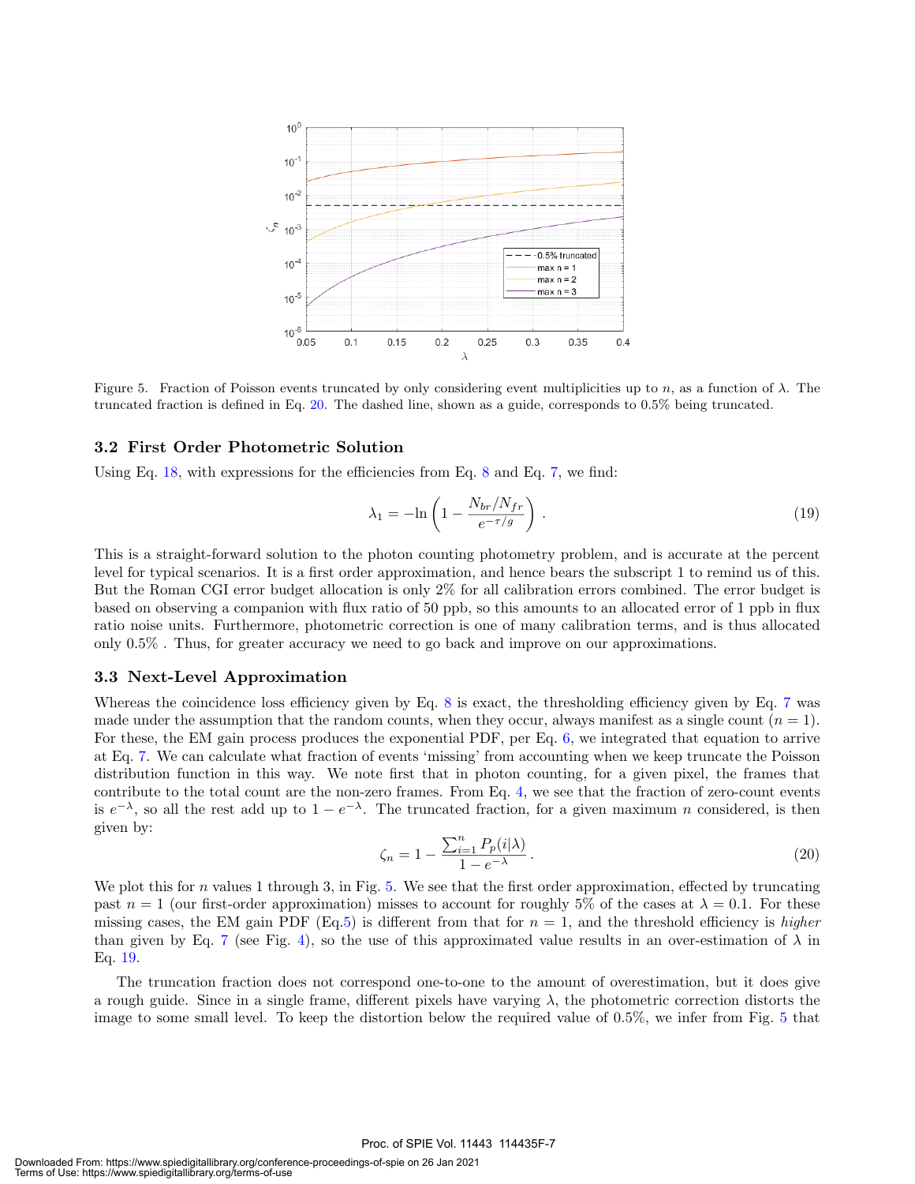Figure 5. Fraction of Poisson events truncated by only considering event multiplicities up to $n$, as a function of $\lambda$. The truncated fraction is defined in Eq. 20. The dashed line, shown as a guide, corresponds to 0.5% being truncated.

### 3.2 First Order Photometric Solution

Using Eq. 18, with expressions for the efficiencies from Eq. 8 and Eq. 7, we find:

$$\lambda_1 = -\ln\left(1 - \frac{N_{br}/N_{fr}}{e^{-\tau/g}}\right) . \tag{19}$$

This is a straight-forward solution to the photon counting photometry problem, and is accurate at the percent level for typical scenarios. It is a first order approximation, and hence bears the subscript 1 to remind us of this. But the Roman CGI error budget allocation is only 2% for all calibration errors combined. The error budget is based on observing a companion with flux ratio of 50 ppb, so this amounts to an allocated error of 1 ppb in flux ratio noise units. Furthermore, photometric correction is one of many calibration terms, and is thus allocated only 0.5% . Thus, for greater accuracy we need to go back and improve on our approximations.

### 3.3 Next-Level Approximation

Whereas the coincidence loss efficiency given by Eq. 8 is exact, the thresholding efficiency given by Eq. 7 was made under the assumption that the random counts, when they occur, always manifest as a single count ($n = 1$). For these, the EM gain process produces the exponential PDF, per Eq. 6, we integrated that equation to arrive at Eq. 7. We can calculate what fraction of events 'missing' from accounting when we keep truncate the Poisson distribution function in this way. We note first that in photon counting, for a given pixel, the frames that contribute to the total count are the non-zero frames. From Eq. 4, we see that the fraction of zero-count events is $e^{-\lambda}$, so all the rest add up to $1 - e^{-\lambda}$. The truncated fraction, for a given maximum $n$ considered, is then given by:

$$\zeta_n = 1 - \frac{\sum_{i=1}^{n} P_p(i|\lambda)}{1 - e^{-\lambda}} . \tag{20}$$

We plot this for $n$ values 1 through 3, in Fig. 5. We see that the first order approximation, effected by truncating past $n = 1$ (our first-order approximation) misses to account for roughly 5% of the cases at $\lambda = 0.1$. For these missing cases, the EM gain PDF (Eq.5) is different from that for $n = 1$, and the threshold efficiency is *higher* than given by Eq. 7 (see Fig. 4), so the use of this approximated value results in an over-estimation of $\lambda$ in Eq. 19.

The truncation fraction does not correspond one-to-one to the amount of overestimation, but it does give a rough guide. Since in a single frame, different pixels have varying $\lambda$, the photometric correction distorts the image to some small level. To keep the distortion below the required value of 0.5%, we infer from Fig. 5 that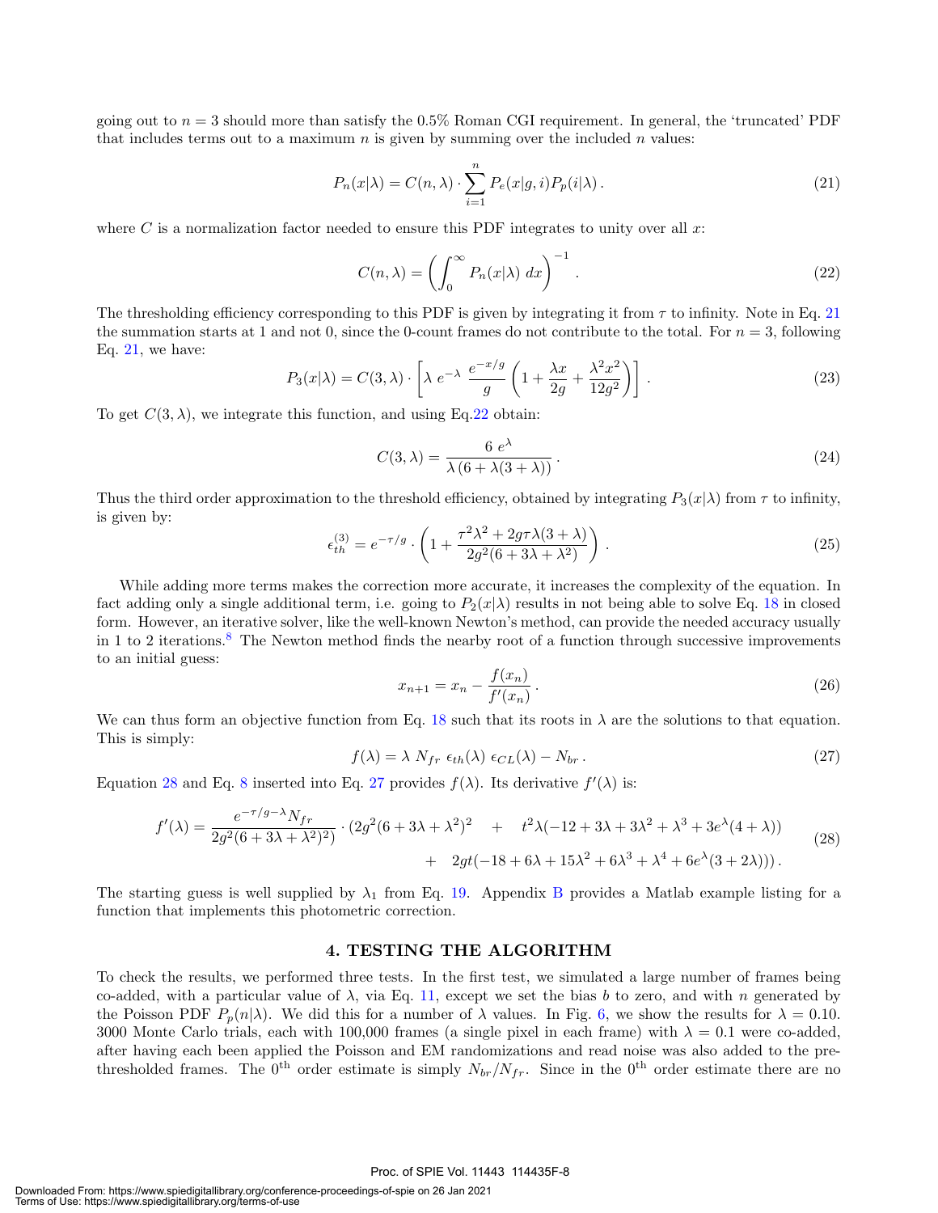going out to $n = 3$ should more than satisfy the 0.5% Roman CGI requirement. In general, the 'truncated' PDF that includes terms out to a maximum $n$ is given by summing over the included $n$ values:

$$P_n(x|\lambda) = C(n, \lambda) \cdot \sum_{i=1}^{n} P_e(x|g, i) P_p(i|\lambda) \,. \tag{21}$$

where $C$ is a normalization factor needed to ensure this PDF integrates to unity over all $x$:

$$C(n, \lambda) = \left( \int_0^\infty P_n(x|\lambda) \; dx \right)^{-1} . \tag{22}$$

The thresholding efficiency corresponding to this PDF is given by integrating it from $\tau$ to infinity. Note in Eq. 21 the summation starts at 1 and not 0, since the 0-count frames do not contribute to the total. For $n = 3$, following Eq. 21, we have:

$$P_3(x|\lambda) = C(3, \lambda) \cdot \left[ \lambda \; e^{-\lambda} \; \frac{e^{-x/g}}{g} \left( 1 + \frac{\lambda x}{2g} + \frac{\lambda^2 x^2}{12 g^2} \right) \right] . \tag{23}$$

To get $C(3, \lambda)$, we integrate this function, and using Eq.22 obtain:

$$C(3, \lambda) = \frac{6 \; e^{\lambda}}{\lambda \, (6 + \lambda(3 + \lambda))} \,. \tag{24}$$

Thus the third order approximation to the threshold efficiency, obtained by integrating $P_3(x|\lambda)$ from $\tau$ to infinity, is given by:

$$\epsilon_{th}^{(3)} = e^{-\tau/g} \cdot \left( 1 + \frac{\tau^2 \lambda^2 + 2 g \tau \lambda (3 + \lambda)}{2 g^2 (6 + 3\lambda + \lambda^2)} \right) . \tag{25}$$

While adding more terms makes the correction more accurate, it increases the complexity of the equation. In fact adding only a single additional term, i.e. going to $P_2(x|\lambda)$ results in not being able to solve Eq. 18 in closed form. However, an iterative solver, like the well-known Newton's method, can provide the needed accuracy usually in 1 to 2 iterations.[8] The Newton method finds the nearby root of a function through successive improvements to an initial guess:

$$x_{n+1} = x_n - \frac{f(x_n)}{f'(x_n)} \,. \tag{26}$$

We can thus form an objective function from Eq. 18 such that its roots in $\lambda$ are the solutions to that equation. This is simply:

$$f(\lambda) = \lambda \; N_{fr} \; \epsilon_{th}(\lambda) \; \epsilon_{CL}(\lambda) - N_{br} \,. \tag{27}$$

Equation 28 and Eq. 8 inserted into Eq. 27 provides $f(\lambda)$. Its derivative $f'(\lambda)$ is:

$$\begin{aligned} f'(\lambda) = \frac{e^{-\tau/g - \lambda} N_{fr}}{2g^2(6 + 3\lambda + \lambda^2)^2)} \cdot (2g^2(6 + 3\lambda + \lambda^2)^2 \quad &+ \quad t^2 \lambda(-12 + 3\lambda + 3\lambda^2 + \lambda^3 + 3e^{\lambda}(4 + \lambda)) \\ &+ \quad 2gt(-18 + 6\lambda + 15\lambda^2 + 6\lambda^3 + \lambda^4 + 6e^{\lambda}(3 + 2\lambda)))\,. \end{aligned} \tag{28}$$

The starting guess is well supplied by $\lambda_1$ from Eq. 19. Appendix B provides a Matlab example listing for a function that implements this photometric correction.

## 4. TESTING THE ALGORITHM

To check the results, we performed three tests. In the first test, we simulated a large number of frames being co-added, with a particular value of $\lambda$, via Eq. 11, except we set the bias $b$ to zero, and with $n$ generated by the Poisson PDF $P_p(n|\lambda)$. We did this for a number of $\lambda$ values. In Fig. 6, we show the results for $\lambda = 0.10$. 3000 Monte Carlo trials, each with 100,000 frames (a single pixel in each frame) with $\lambda = 0.1$ were co-added, after having each been applied the Poisson and EM randomizations and read noise was also added to the pre-thresholded frames. The $0^{\text{th}}$ order estimate is simply $N_{br}/N_{fr}$. Since in the $0^{\text{th}}$ order estimate there are no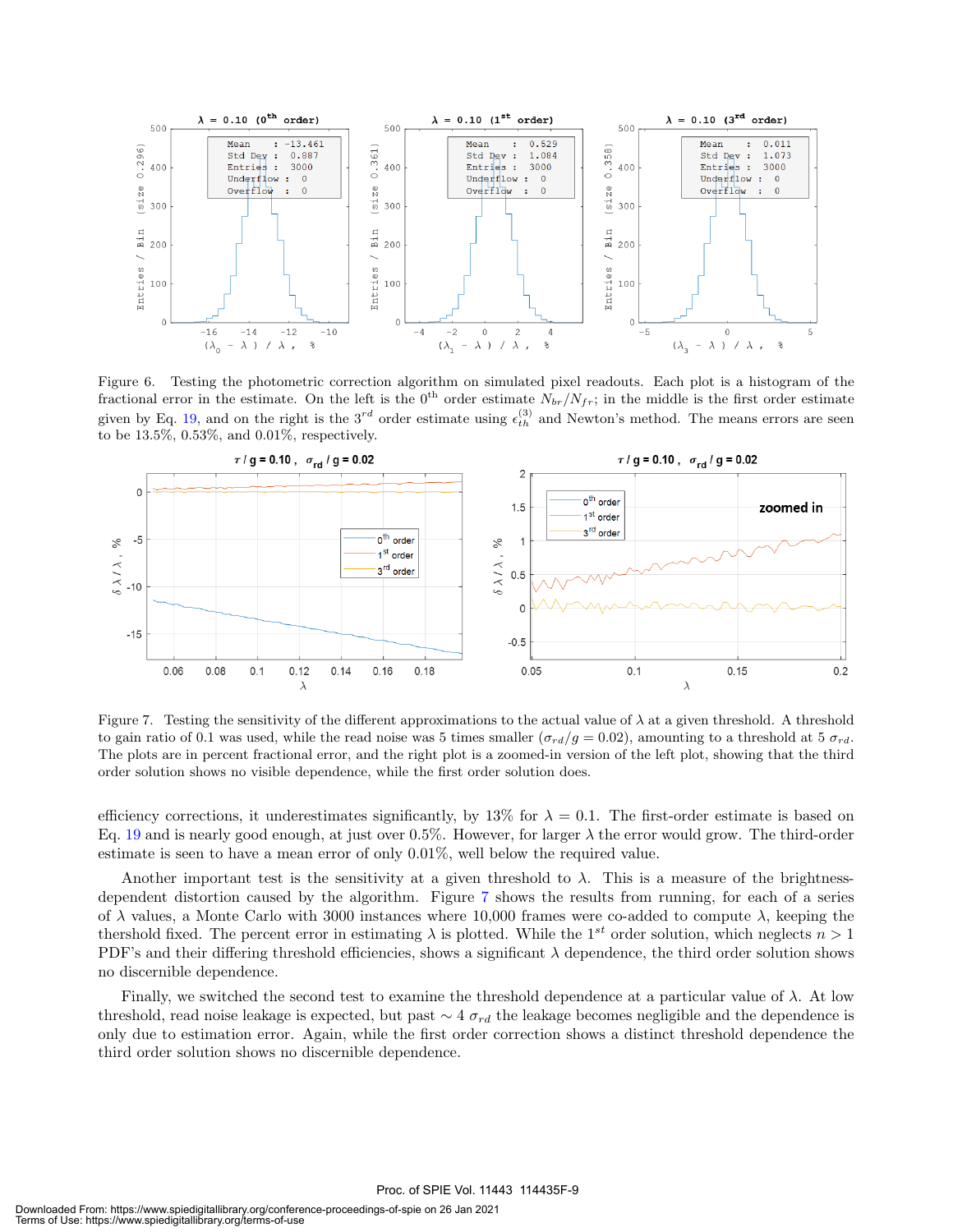Figure 6. Testing the photometric correction algorithm on simulated pixel readouts. Each plot is a histogram of the fractional error in the estimate. On the left is the 0$^{\text{th}}$ order estimate $N_{br}/N_{fr}$; in the middle is the first order estimate given by Eq. 19, and on the right is the 3$^{rd}$ order estimate using $\epsilon_{th}^{(3)}$ and Newton's method. The means errors are seen to be 13.5%, 0.53%, and 0.01%, respectively.

Figure 7. Testing the sensitivity of the different approximations to the actual value of $\lambda$ at a given threshold. A threshold to gain ratio of 0.1 was used, while the read noise was 5 times smaller ($\sigma_{rd}/g = 0.02$), amounting to a threshold at 5 $\sigma_{rd}$. The plots are in percent fractional error, and the right plot is a zoomed-in version of the left plot, showing that the third order solution shows no visible dependence, while the first order solution does.

efficiency corrections, it underestimates significantly, by 13% for $\lambda = 0.1$. The first-order estimate is based on Eq. 19 and is nearly good enough, at just over 0.5%. However, for larger $\lambda$ the error would grow. The third-order estimate is seen to have a mean error of only 0.01%, well below the required value.

Another important test is the sensitivity at a given threshold to $\lambda$. This is a measure of the brightness-dependent distortion caused by the algorithm. Figure 7 shows the results from running, for each of a series of $\lambda$ values, a Monte Carlo with 3000 instances where 10,000 frames were co-added to compute $\lambda$, keeping the thershold fixed. The percent error in estimating $\lambda$ is plotted. While the 1$^{st}$ order solution, which neglects $n > 1$ PDF's and their differing threshold efficiencies, shows a significant $\lambda$ dependence, the third order solution shows no discernible dependence.

Finally, we switched the second test to examine the threshold dependence at a particular value of $\lambda$. At low threshold, read noise leakage is expected, but past $\sim 4\ \sigma_{rd}$ the leakage becomes negligible and the dependence is only due to estimation error. Again, while the first order correction shows a distinct threshold dependence the third order solution shows no discernible dependence.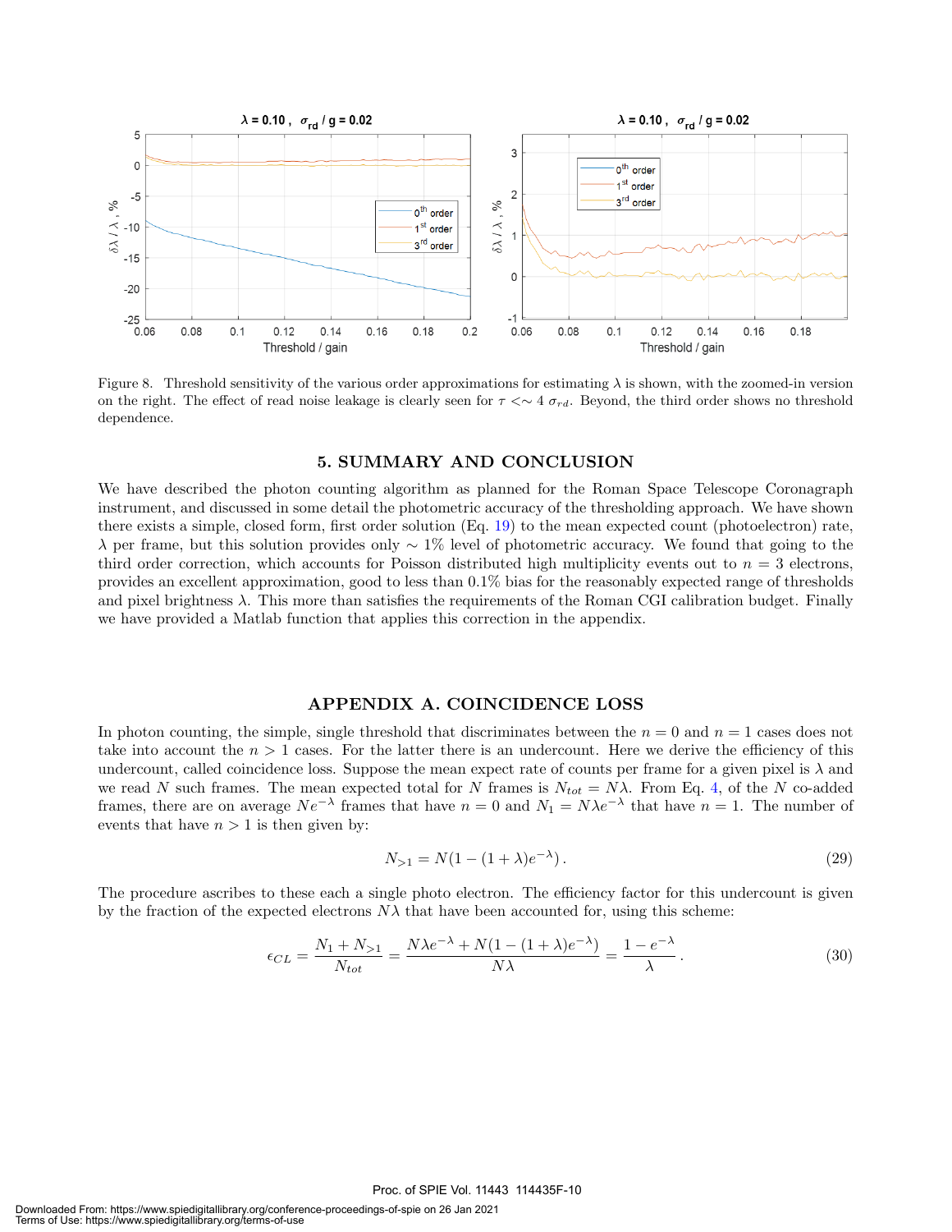Figure 8. Threshold sensitivity of the various order approximations for estimating $\lambda$ is shown, with the zoomed-in version on the right. The effect of read noise leakage is clearly seen for $\tau <\sim 4\ \sigma_{rd}$. Beyond, the third order shows no threshold dependence.

## 5. SUMMARY AND CONCLUSION

We have described the photon counting algorithm as planned for the Roman Space Telescope Coronagraph instrument, and discussed in some detail the photometric accuracy of the thresholding approach. We have shown there exists a simple, closed form, first order solution (Eq. 19) to the mean expected count (photoelectron) rate, $\lambda$ per frame, but this solution provides only $\sim 1\%$ level of photometric accuracy. We found that going to the third order correction, which accounts for Poisson distributed high multiplicity events out to $n = 3$ electrons, provides an excellent approximation, good to less than 0.1% bias for the reasonably expected range of thresholds and pixel brightness $\lambda$. This more than satisfies the requirements of the Roman CGI calibration budget. Finally we have provided a Matlab function that applies this correction in the appendix.

## APPENDIX A. COINCIDENCE LOSS

In photon counting, the simple, single threshold that discriminates between the $n = 0$ and $n = 1$ cases does not take into account the $n > 1$ cases. For the latter there is an undercount. Here we derive the efficiency of this undercount, called coincidence loss. Suppose the mean expect rate of counts per frame for a given pixel is $\lambda$ and we read $N$ such frames. The mean expected total for $N$ frames is $N_{tot} = N\lambda$. From Eq. 4, of the $N$ co-added frames, there are on average $Ne^{-\lambda}$ frames that have $n = 0$ and $N_1 = N\lambda e^{-\lambda}$ that have $n = 1$. The number of events that have $n > 1$ is then given by:

$$N_{>1} = N(1 - (1 + \lambda)e^{-\lambda}) \,. \tag{29}$$

The procedure ascribes to these each a single photo electron. The efficiency factor for this undercount is given by the fraction of the expected electrons $N\lambda$ that have been accounted for, using this scheme:

$$\epsilon_{CL} = \frac{N_1 + N_{>1}}{N_{tot}} = \frac{N\lambda e^{-\lambda} + N(1 - (1 + \lambda)e^{-\lambda})}{N\lambda} = \frac{1 - e^{-\lambda}}{\lambda} \,. \tag{30}$$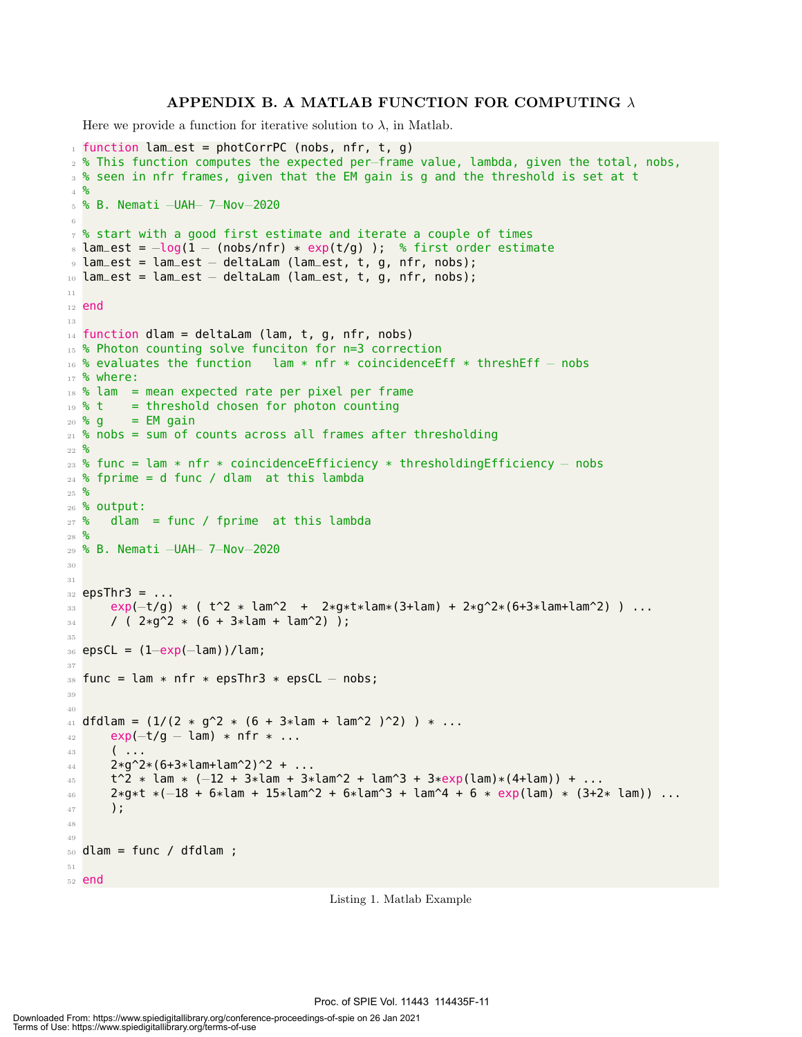## APPENDIX B. A MATLAB FUNCTION FOR COMPUTING $\lambda$

Here we provide a function for iterative solution to $\lambda$, in Matlab.

```
function lam_est = photCorrPC (nobs, nfr, t, g)
% This function computes the expected per-frame value, lambda, given the total, nobs,
% seen in nfr frames, given that the EM gain is g and the threshold is set at t
%
% B. Nemati -UAH- 7-Nov-2020

% start with a good first estimate and iterate a couple of times
lam_est = -log(1 - (nobs/nfr) * exp(t/g) );  % first order estimate
lam_est = lam_est - deltaLam (lam_est, t, g, nfr, nobs);
lam_est = lam_est - deltaLam (lam_est, t, g, nfr, nobs);

end

function dlam = deltaLam (lam, t, g, nfr, nobs)
% Photon counting solve funciton for n=3 correction
% evaluates the function   lam * nfr * coincidenceEff * threshEff - nobs
% where:
% lam  = mean expected rate per pixel per frame
% t    = threshold chosen for photon counting
% g    = EM gain
% nobs = sum of counts across all frames after thresholding
%
% func = lam * nfr * coincidenceEfficiency * thresholdingEfficiency - nobs
% fprime = d func / dlam  at this lambda
%
% output:
%   dlam  = func / fprime  at this lambda
%
% B. Nemati -UAH- 7-Nov-2020


epsThr3 = ...
    exp(-t/g) * ( t^2 * lam^2  +  2*g*t*lam*(3+lam) + 2*g^2*(6+3*lam+lam^2) ) ...
    / ( 2*g^2 * (6 + 3*lam + lam^2) );

epsCL = (1-exp(-lam))/lam;

func = lam * nfr * epsThr3 * epsCL - nobs;


dfdlam = (1/(2 * g^2 * (6 + 3*lam + lam^2 )^2) ) * ...
    exp(-t/g - lam) * nfr * ...
    ( ...
    2*g^2*(6+3*lam+lam^2)^2 + ...
    t^2 * lam * (-12 + 3*lam + 3*lam^2 + lam^3 + 3*exp(lam)*(4+lam)) + ...
    2*g*t *(-18 + 6*lam + 15*lam^2 + 6*lam^3 + lam^4 + 6 * exp(lam) * (3+2* lam)) ...
    );


dlam = func / dfdlam ;

end
```

Listing 1. Matlab Example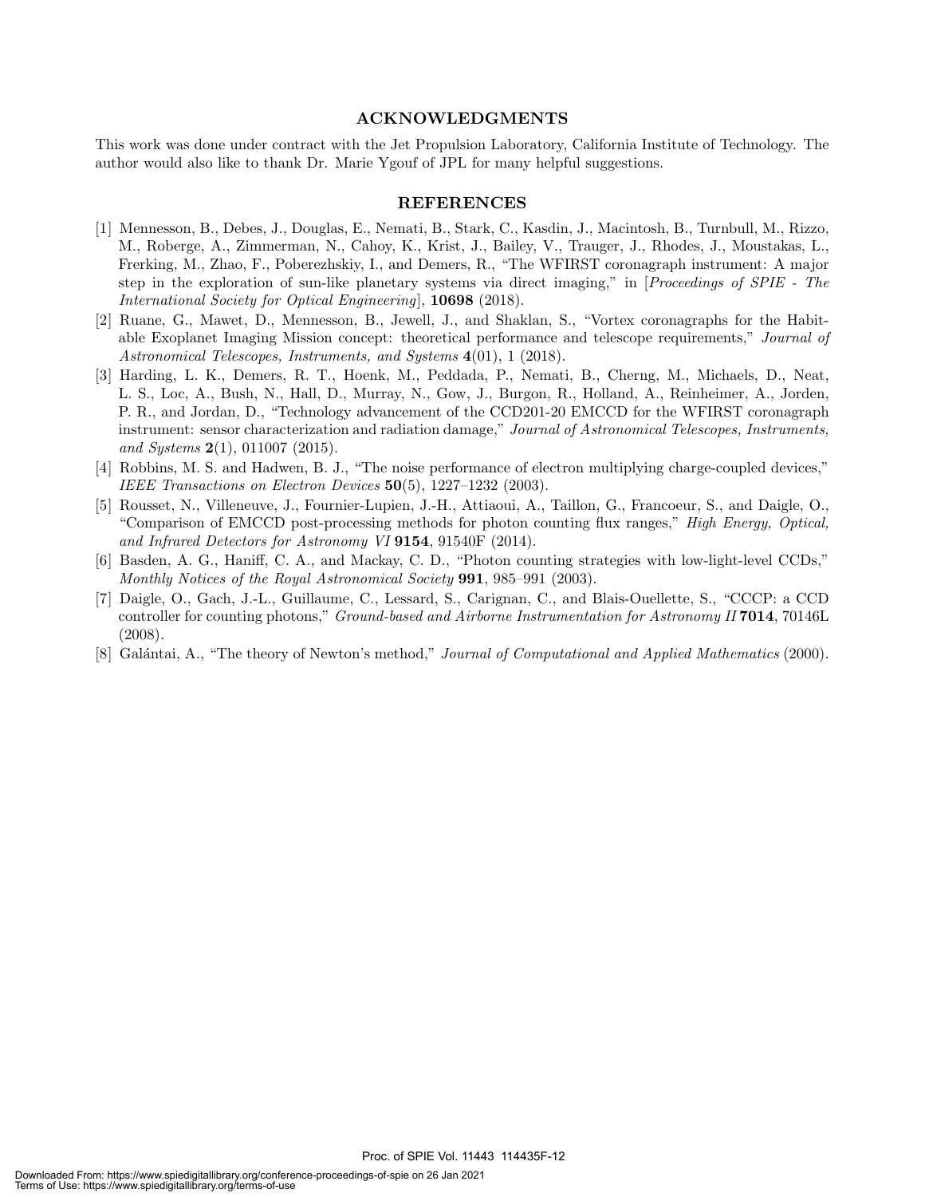## ACKNOWLEDGMENTS

This work was done under contract with the Jet Propulsion Laboratory, California Institute of Technology. The author would also like to thank Dr. Marie Ygouf of JPL for many helpful suggestions.

## REFERENCES

[1] Mennesson, B., Debes, J., Douglas, E., Nemati, B., Stark, C., Kasdin, J., Macintosh, B., Turnbull, M., Rizzo, M., Roberge, A., Zimmerman, N., Cahoy, K., Krist, J., Bailey, V., Trauger, J., Rhodes, J., Moustakas, L., Frerking, M., Zhao, F., Poberezhskiy, I., and Demers, R., "The WFIRST coronagraph instrument: A major step in the exploration of sun-like planetary systems via direct imaging," in [*Proceedings of SPIE - The International Society for Optical Engineering*], **10698** (2018).

[2] Ruane, G., Mawet, D., Mennesson, B., Jewell, J., and Shaklan, S., "Vortex coronagraphs for the Habitable Exoplanet Imaging Mission concept: theoretical performance and telescope requirements," *Journal of Astronomical Telescopes, Instruments, and Systems* **4**(01), 1 (2018).

[3] Harding, L. K., Demers, R. T., Hoenk, M., Peddada, P., Nemati, B., Cherng, M., Michaels, D., Neat, L. S., Loc, A., Bush, N., Hall, D., Murray, N., Gow, J., Burgon, R., Holland, A., Reinheimer, A., Jorden, P. R., and Jordan, D., "Technology advancement of the CCD201-20 EMCCD for the WFIRST coronagraph instrument: sensor characterization and radiation damage," *Journal of Astronomical Telescopes, Instruments, and Systems* **2**(1), 011007 (2015).

[4] Robbins, M. S. and Hadwen, B. J., "The noise performance of electron multiplying charge-coupled devices," *IEEE Transactions on Electron Devices* **50**(5), 1227–1232 (2003).

[5] Rousset, N., Villeneuve, J., Fournier-Lupien, J.-H., Attiaoui, A., Taillon, G., Francoeur, S., and Daigle, O., "Comparison of EMCCD post-processing methods for photon counting flux ranges," *High Energy, Optical, and Infrared Detectors for Astronomy VI* **9154**, 91540F (2014).

[6] Basden, A. G., Haniff, C. A., and Mackay, C. D., "Photon counting strategies with low-light-level CCDs," *Monthly Notices of the Royal Astronomical Society* **991**, 985–991 (2003).

[7] Daigle, O., Gach, J.-L., Guillaume, C., Lessard, S., Carignan, C., and Blais-Ouellette, S., "CCCP: a CCD controller for counting photons," *Ground-based and Airborne Instrumentation for Astronomy II* **7014**, 70146L (2008).

[8] Galántai, A., "The theory of Newton's method," *Journal of Computational and Applied Mathematics* (2000).